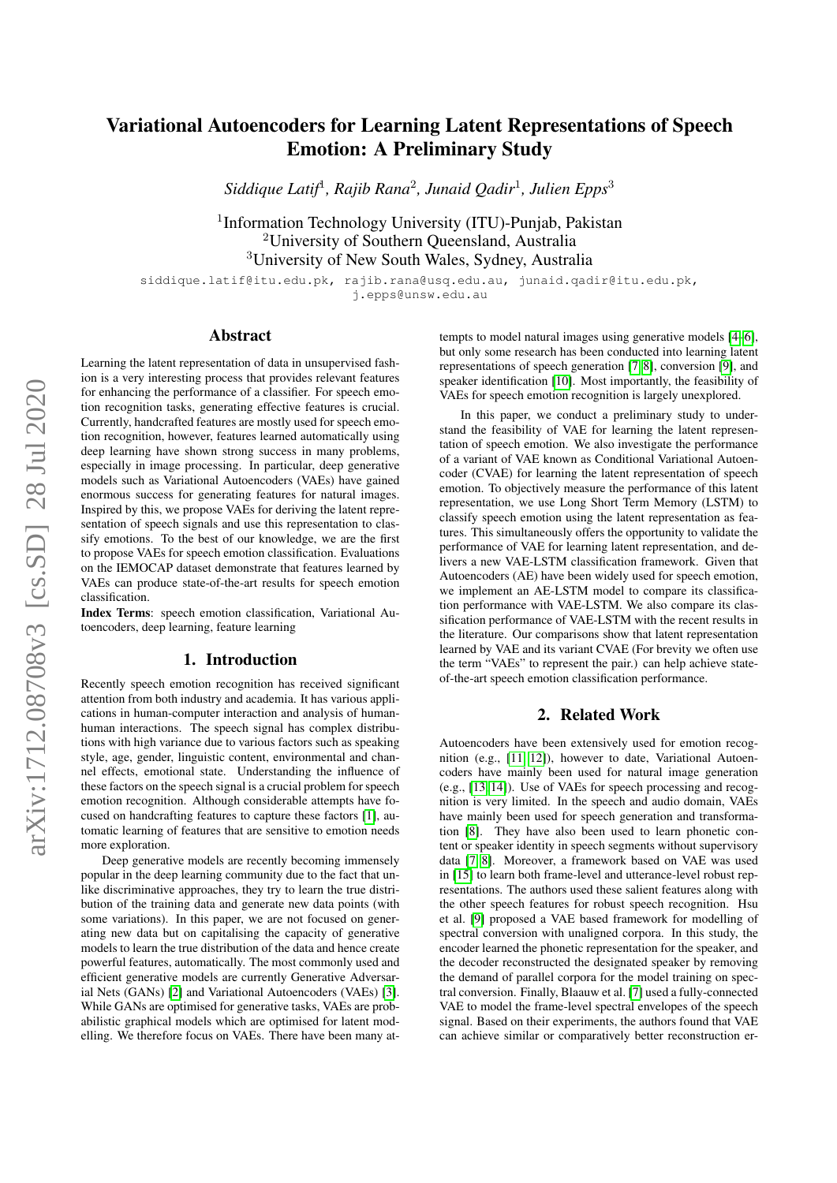# Variational Autoencoders for Learning Latent Representations of Speech Emotion: A Preliminary Study

*Siddique Latif*[1], *Rajib Rana*[2], *Junaid Qadir*[1], *Julien Epps*[3]

[1]Information Technology University (ITU)-Punjab, Pakistan
[2]University of Southern Queensland, Australia
[3]University of New South Wales, Sydney, Australia

siddique.latif@itu.edu.pk, rajib.rana@usq.edu.au, junaid.qadir@itu.edu.pk, j.epps@unsw.edu.au

## Abstract

Learning the latent representation of data in unsupervised fashion is a very interesting process that provides relevant features for enhancing the performance of a classifier. For speech emotion recognition tasks, generating effective features is crucial. Currently, handcrafted features are mostly used for speech emotion recognition, however, features learned automatically using deep learning have shown strong success in many problems, especially in image processing. In particular, deep generative models such as Variational Autoencoders (VAEs) have gained enormous success for generating features for natural images. Inspired by this, we propose VAEs for deriving the latent representation of speech signals and use this representation to classify emotions. To the best of our knowledge, we are the first to propose VAEs for speech emotion classification. Evaluations on the IEMOCAP dataset demonstrate that features learned by VAEs can produce state-of-the-art results for speech emotion classification.

**Index Terms**: speech emotion classification, Variational Autoencoders, deep learning, feature learning

## 1. Introduction

Recently speech emotion recognition has received significant attention from both industry and academia. It has various applications in human-computer interaction and analysis of human-human interactions. The speech signal has complex distributions with high variance due to various factors such as speaking style, age, gender, linguistic content, environmental and channel effects, emotional state. Understanding the influence of these factors on the speech signal is a crucial problem for speech emotion recognition. Although considerable attempts have focused on handcrafting features to capture these factors [1], automatic learning of features that are sensitive to emotion needs more exploration.

Deep generative models are recently becoming immensely popular in the deep learning community due to the fact that unlike discriminative approaches, they try to learn the true distribution of the training data and generate new data points (with some variations). In this paper, we are not focused on generating new data but on capitalising the capacity of generative models to learn the true distribution of the data and hence create powerful features, automatically. The most commonly used and efficient generative models are currently Generative Adversarial Nets (GANs) [2] and Variational Autoencoders (VAEs) [3]. While GANs are optimised for generative tasks, VAEs are probabilistic graphical models which are optimised for latent modelling. We therefore focus on VAEs. There have been many attempts to model natural images using generative models [4–6], but only some research has been conducted into learning latent representations of speech generation [7, 8], conversion [9], and speaker identification [10]. Most importantly, the feasibility of VAEs for speech emotion recognition is largely unexplored.

In this paper, we conduct a preliminary study to understand the feasibility of VAE for learning the latent representation of speech emotion. We also investigate the performance of a variant of VAE known as Conditional Variational Autoencoder (CVAE) for learning the latent representation of speech emotion. To objectively measure the performance of this latent representation, we use Long Short Term Memory (LSTM) to classify speech emotion using the latent representation as features. This simultaneously offers the opportunity to validate the performance of VAE for learning latent representation, and delivers a new VAE-LSTM classification framework. Given that Autoencoders (AE) have been widely used for speech emotion, we implement an AE-LSTM model to compare its classification performance with VAE-LSTM. We also compare its classification performance of VAE-LSTM with the recent results in the literature. Our comparisons show that latent representation learned by VAE and its variant CVAE (For brevity we often use the term "VAEs" to represent the pair.) can help achieve state-of-the-art speech emotion classification performance.

## 2. Related Work

Autoencoders have been extensively used for emotion recognition (e.g., [11, 12]), however, to date, Variational Autoencoders have mainly been used for natural image generation (e.g., [13, 14]). Use of VAEs for speech processing and recognition is very limited. In the speech and audio domain, VAEs have mainly been used for speech generation and transformation [8]. They have also been used to learn phonetic content or speaker identity in speech segments without supervisory data [7, 8]. Moreover, a framework based on VAE was used in [15] to learn both frame-level and utterance-level robust representations. The authors used these salient features along with the other speech features for robust speech recognition. Hsu et al. [9] proposed a VAE based framework for modelling of spectral conversion with unaligned corpora. In this study, the encoder learned the phonetic representation for the speaker, and the decoder reconstructed the designated speaker by removing the demand of parallel corpora for the model training on spectral conversion. Finally, Blaauw et al. [7] used a fully-connected VAE to model the frame-level spectral envelopes of the speech signal. Based on their experiments, the authors found that VAE can achieve similar or comparatively better reconstruction er-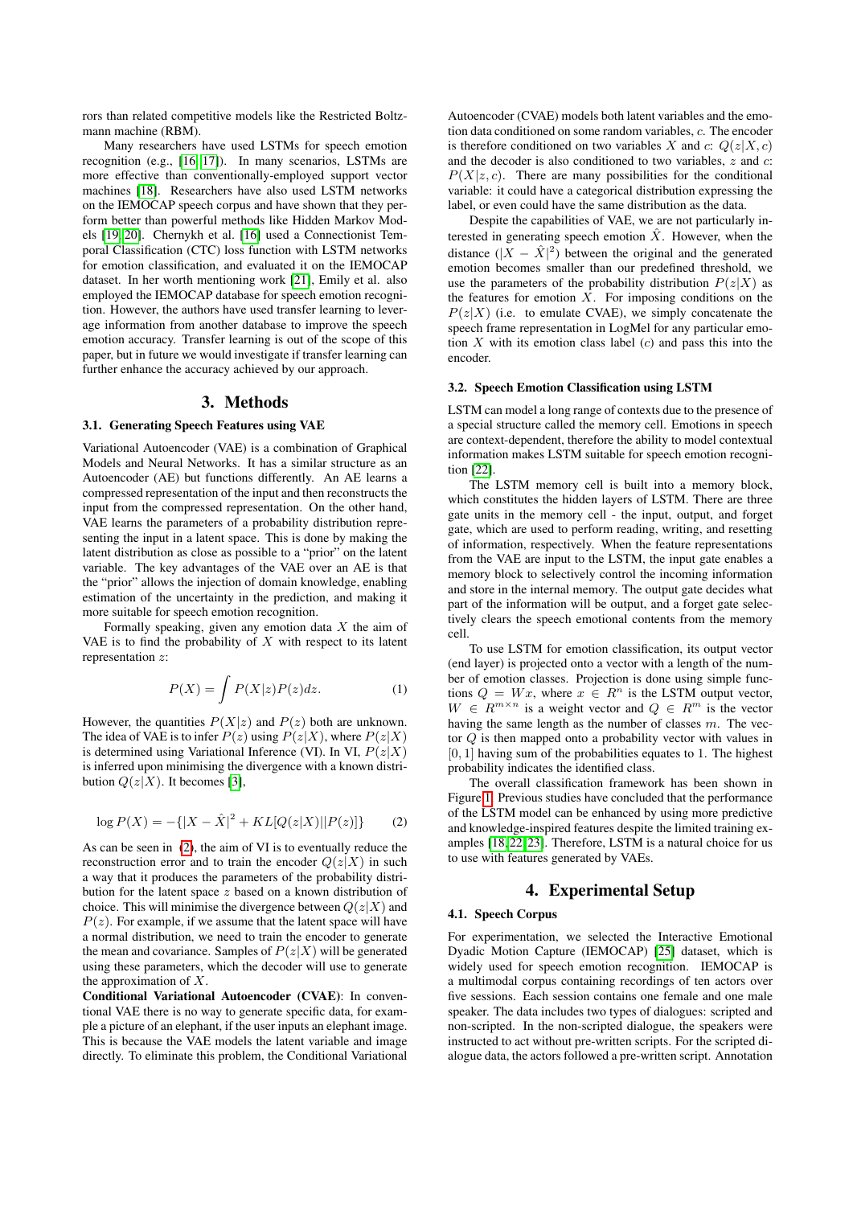rors than related competitive models like the Restricted Boltzmann machine (RBM).

Many researchers have used LSTMs for speech emotion recognition (e.g., [16, 17]). In many scenarios, LSTMs are more effective than conventionally-employed support vector machines [18]. Researchers have also used LSTM networks on the IEMOCAP speech corpus and have shown that they perform better than powerful methods like Hidden Markov Models [19, 20]. Chernykh et al. [16] used a Connectionist Temporal Classification (CTC) loss function with LSTM networks for emotion classification, and evaluated it on the IEMOCAP dataset. In her worth mentioning work [21], Emily et al. also employed the IEMOCAP database for speech emotion recognition. However, the authors have used transfer learning to leverage information from another database to improve the speech emotion accuracy. Transfer learning is out of the scope of this paper, but in future we would investigate if transfer learning can further enhance the accuracy achieved by our approach.

# 3. Methods

## 3.1. Generating Speech Features using VAE

Variational Autoencoder (VAE) is a combination of Graphical Models and Neural Networks. It has a similar structure as an Autoencoder (AE) but functions differently. An AE learns a compressed representation of the input and then reconstructs the input from the compressed representation. On the other hand, VAE learns the parameters of a probability distribution representing the input in a latent space. This is done by making the latent distribution as close as possible to a "prior" on the latent variable. The key advantages of the VAE over an AE is that the "prior" allows the injection of domain knowledge, enabling estimation of the uncertainty in the prediction, and making it more suitable for speech emotion recognition.

Formally speaking, given any emotion data $X$ the aim of VAE is to find the probability of $X$ with respect to its latent representation $z$:

$$P(X) = \int P(X|z)P(z)dz. \tag{1}$$

However, the quantities $P(X|z)$ and $P(z)$ both are unknown. The idea of VAE is to infer $P(z)$ using $P(z|X)$, where $P(z|X)$ is determined using Variational Inference (VI). In VI, $P(z|X)$ is inferred upon minimising the divergence with a known distribution $Q(z|X)$. It becomes [3],

$$\log P(X) = -\{|X - \hat{X}|^2 + KL[Q(z|X)||P(z)]\} \tag{2}$$

As can be seen in (2), the aim of VI is to eventually reduce the reconstruction error and to train the encoder $Q(z|X)$ in such a way that it produces the parameters of the probability distribution for the latent space $z$ based on a known distribution of choice. This will minimise the divergence between $Q(z|X)$ and $P(z)$. For example, if we assume that the latent space will have a normal distribution, we need to train the encoder to generate the mean and covariance. Samples of $P(z|X)$ will be generated using these parameters, which the decoder will use to generate the approximation of $X$.

**Conditional Variational Autoencoder (CVAE)**: In conventional VAE there is no way to generate specific data, for example a picture of an elephant, if the user inputs an elephant image. This is because the VAE models the latent variable and image directly. To eliminate this problem, the Conditional Variational Autoencoder (CVAE) models both latent variables and the emotion data conditioned on some random variables, $c$. The encoder is therefore conditioned on two variables $X$ and $c$: $Q(z|X, c)$ and the decoder is also conditioned to two variables, $z$ and $c$: $P(X|z, c)$. There are many possibilities for the conditional variable: it could have a categorical distribution expressing the label, or even could have the same distribution as the data.

Despite the capabilities of VAE, we are not particularly interested in generating speech emotion $\hat{X}$. However, when the distance ($|X - \hat{X}|^2$) between the original and the generated emotion becomes smaller than our predefined threshold, we use the parameters of the probability distribution $P(z|X)$ as the features for emotion $X$. For imposing conditions on the $P(z|X)$ (i.e. to emulate CVAE), we simply concatenate the speech frame representation in LogMel for any particular emotion $X$ with its emotion class label ($c$) and pass this into the encoder.

## 3.2. Speech Emotion Classification using LSTM

LSTM can model a long range of contexts due to the presence of a special structure called the memory cell. Emotions in speech are context-dependent, therefore the ability to model contextual information makes LSTM suitable for speech emotion recognition [22].

The LSTM memory cell is built into a memory block, which constitutes the hidden layers of LSTM. There are three gate units in the memory cell - the input, output, and forget gate, which are used to perform reading, writing, and resetting of information, respectively. When the feature representations from the VAE are input to the LSTM, the input gate enables a memory block to selectively control the incoming information and store in the internal memory. The output gate decides what part of the information will be output, and a forget gate selectively clears the speech emotional contents from the memory cell.

To use LSTM for emotion classification, its output vector (end layer) is projected onto a vector with a length of the number of emotion classes. Projection is done using simple functions $Q = Wx$, where $x \in R^n$ is the LSTM output vector, $W \in R^{m \times n}$ is a weight vector and $Q \in R^m$ is the vector having the same length as the number of classes $m$. The vector $Q$ is then mapped onto a probability vector with values in $[0, 1]$ having sum of the probabilities equates to 1. The highest probability indicates the identified class.

The overall classification framework has been shown in Figure 1. Previous studies have concluded that the performance of the LSTM model can be enhanced by using more predictive and knowledge-inspired features despite the limited training examples [18, 22, 23]. Therefore, LSTM is a natural choice for us to use with features generated by VAEs.

# 4. Experimental Setup

## 4.1. Speech Corpus

For experimentation, we selected the Interactive Emotional Dyadic Motion Capture (IEMOCAP) [25] dataset, which is widely used for speech emotion recognition. IEMOCAP is a multimodal corpus containing recordings of ten actors over five sessions. Each session contains one female and one male speaker. The data includes two types of dialogues: scripted and non-scripted. In the non-scripted dialogue, the speakers were instructed to act without pre-written scripts. For the scripted dialogue data, the actors followed a pre-written script. Annotation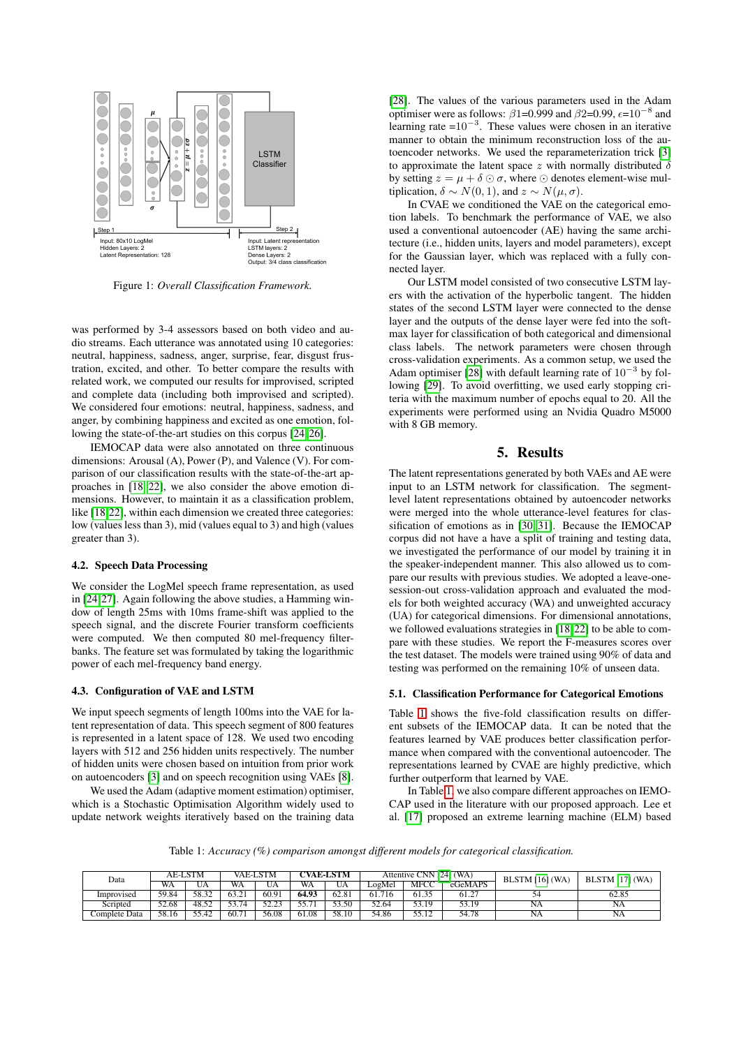Step 1
Input: 80x10 LogMel
Hidden Layers: 2
Latent Representation: 128

Step 2
Input: Latent representation
LSTM layers: 2
Dense Layers: 2
Output: 3/4 class classification

LSTM Classifier

$\mu$

$\sigma$

$z = \mu + \epsilon\sigma$

Figure 1: *Overall Classification Framework.*

was performed by 3-4 assessors based on both video and audio streams. Each utterance was annotated using 10 categories: neutral, happiness, sadness, anger, surprise, fear, disgust frustration, excited, and other. To better compare the results with related work, we computed our results for improvised, scripted and complete data (including both improvised and scripted). We considered four emotions: neutral, happiness, sadness, and anger, by combining happiness and excited as one emotion, following the state-of-the-art studies on this corpus [24, 26].

IEMOCAP data were also annotated on three continuous dimensions: Arousal (A), Power (P), and Valence (V). For comparison of our classification results with the state-of-the-art approaches in [18, 22], we also consider the above emotion dimensions. However, to maintain it as a classification problem, like [18, 22], within each dimension we created three categories: low (values less than 3), mid (values equal to 3) and high (values greater than 3).

### 4.2. Speech Data Processing

We consider the LogMel speech frame representation, as used in [24, 27]. Again following the above studies, a Hamming window of length 25ms with 10ms frame-shift was applied to the speech signal, and the discrete Fourier transform coefficients were computed. We then computed 80 mel-frequency filterbanks. The feature set was formulated by taking the logarithmic power of each mel-frequency band energy.

### 4.3. Configuration of VAE and LSTM

We input speech segments of length 100ms into the VAE for latent representation of data. This speech segment of 800 features is represented in a latent space of 128. We used two encoding layers with 512 and 256 hidden units respectively. The number of hidden units were chosen based on intuition from prior work on autoencoders [3] and on speech recognition using VAEs [8].

We used the Adam (adaptive moment estimation) optimiser, which is a Stochastic Optimisation Algorithm widely used to update network weights iteratively based on the training data [28]. The values of the various parameters used in the Adam optimiser were as follows: $\beta1$=0.999 and $\beta2$=0.99, $\epsilon$=$10^{-8}$ and learning rate =$10^{-3}$. These values were chosen in an iterative manner to obtain the minimum reconstruction loss of the autoencoder networks. We used the reparameterization trick [3] to approximate the latent space $z$ with normally distributed $\delta$ by setting $z = \mu + \delta \odot \sigma$, where $\odot$ denotes element-wise multiplication, $\delta \sim N(0, 1)$, and $z \sim N(\mu, \sigma)$.

In CVAE we conditioned the VAE on the categorical emotion labels. To benchmark the performance of VAE, we also used a conventional autoencoder (AE) having the same architecture (i.e., hidden units, layers and model parameters), except for the Gaussian layer, which was replaced with a fully connected layer.

Our LSTM model consisted of two consecutive LSTM layers with the activation of the hyperbolic tangent. The hidden states of the second LSTM layer were connected to the dense layer and the outputs of the dense layer were fed into the softmax layer for classification of both categorical and dimensional class labels. The network parameters were chosen through cross-validation experiments. As a common setup, we used the Adam optimiser [28] with default learning rate of $10^{-3}$ by following [29]. To avoid overfitting, we used early stopping criteria with the maximum number of epochs equal to 20. All the experiments were performed using an Nvidia Quadro M5000 with 8 GB memory.

## 5. Results

The latent representations generated by both VAEs and AE were input to an LSTM network for classification. The segment-level latent representations obtained by autoencoder networks were merged into the whole utterance-level features for classification of emotions as in [30, 31]. Because the IEMOCAP corpus did not have a have a split of training and testing data, we investigated the performance of our model by training it in the speaker-independent manner. This also allowed us to compare our results with previous studies. We adopted a leave-one-session-out cross-validation approach and evaluated the models for both weighted accuracy (WA) and unweighted accuracy (UA) for categorical dimensions. For dimensional annotations, we followed evaluations strategies in [18, 22] to be able to compare with these studies. We report the F-measures scores over the test dataset. The models were trained using 90% of data and testing was performed on the remaining 10% of unseen data.

### 5.1. Classification Performance for Categorical Emotions

Table 1 shows the five-fold classification results on different subsets of the IEMOCAP data. It can be noted that the features learned by VAE produces better classification performance when compared with the conventional autoencoder. The representations learned by CVAE are highly predictive, which further outperform that learned by VAE.

In Table 1, we also compare different approaches on IEMOCAP used in the literature with our proposed approach. Lee et al. [17] proposed an extreme learning machine (ELM) based

Table 1: *Accuracy (%) comparison amongst different models for categorical classification.*

| Data | AE-LSTM | | VAE-LSTM | | **CVAE-LSTM** | | Attentive CNN [24] (WA) | | | BLSTM [16] (WA) | BLSTM [17] (WA) |
|---|---|---|---|---|---|---|---|---|---|---|---|
| | WA | UA | WA | UA | WA | UA | LogMel | MFCC | eGeMAPS | | |
| Improvised | 59.84 | 58.32 | 63.21 | 60.91 | **64.93** | 62.81 | 61.716 | 61.35 | 61.27 | 54 | 62.85 |
| Scripted | 52.68 | 48.52 | 53.74 | 52.23 | 55.71 | 53.50 | 52.64 | 53.19 | 53.19 | NA | NA |
| Complete Data | 58.16 | 55.42 | 60.71 | 56.08 | 61.08 | 58.10 | 54.86 | 55.12 | 54.78 | NA | NA |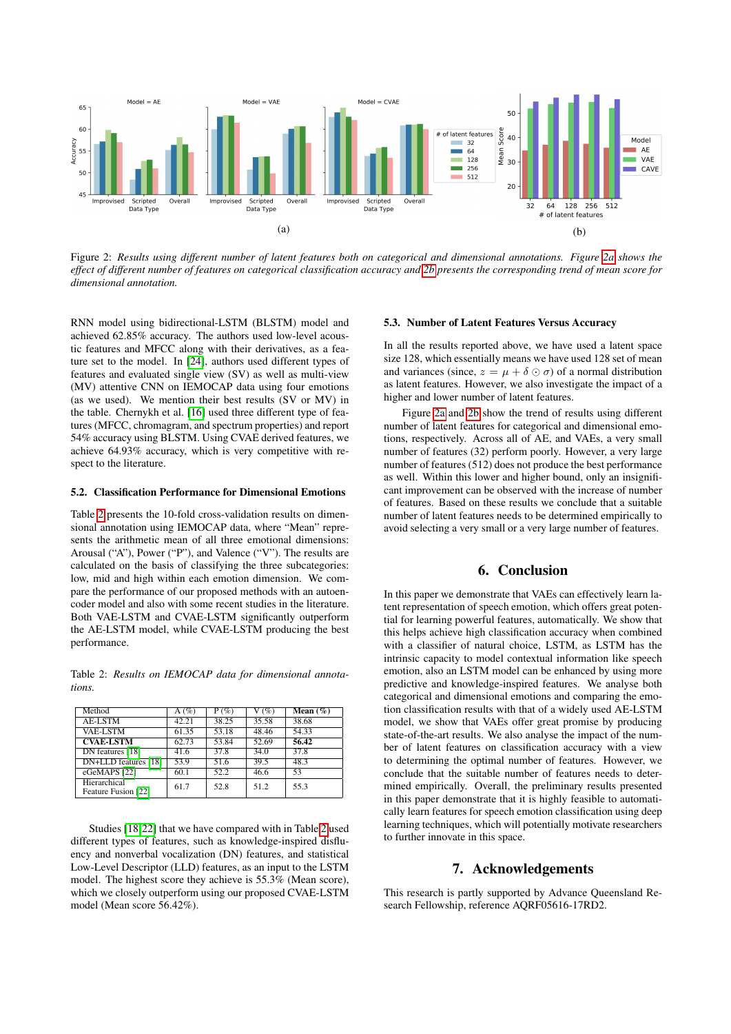Model = AE
65
60
55
50
45
Accuracy
Improvised Scripted Overall
Data Type

Model = VAE
Improvised Scripted Overall
Data Type

Model = CVAE
Improvised Scripted Overall
Data Type

# of latent features
32
64
128
256
512

(a)

Mean Score
50
40
30
20
32 64 128 256 512
# of latent features

Model
AE
VAE
CAVE

(b)

Figure 2: *Results using different number of latent features both on categorical and dimensional annotations. Figure 2a shows the effect of different number of features on categorical classification accuracy and 2b presents the corresponding trend of mean score for dimensional annotation.*

RNN model using bidirectional-LSTM (BLSTM) model and achieved 62.85% accuracy. The authors used low-level acoustic features and MFCC along with their derivatives, as a feature set to the model. In [24], authors used different types of features and evaluated single view (SV) as well as multi-view (MV) attentive CNN on IEMOCAP data using four emotions (as we used). We mention their best results (SV or MV) in the table. Chernykh et al. [16] used three different type of features (MFCC, chromagram, and spectrum properties) and report 54% accuracy using BLSTM. Using CVAE derived features, we achieve 64.93% accuracy, which is very competitive with respect to the literature.

### 5.2. Classification Performance for Dimensional Emotions

Table 2 presents the 10-fold cross-validation results on dimensional annotation using IEMOCAP data, where "Mean" represents the arithmetic mean of all three emotional dimensions: Arousal ("A"), Power ("P"), and Valence ("V"). The results are calculated on the basis of classifying the three subcategories: low, mid and high within each emotion dimension. We compare the performance of our proposed methods with an autoencoder model and also with some recent studies in the literature. Both VAE-LSTM and CVAE-LSTM significantly outperform the AE-LSTM model, while CVAE-LSTM producing the best performance.

Table 2: *Results on IEMOCAP data for dimensional annotations.*

| Method | A (%) | P (%) | V (%) | **Mean (%)** |
|---|---|---|---|---|
| AE-LSTM | 42.21 | 38.25 | 35.58 | 38.68 |
| VAE-LSTM | 61.35 | 53.18 | 48.46 | 54.33 |
| **CVAE-LSTM** | 62.73 | 53.84 | 52.69 | **56.42** |
| DN features [18] | 41.6 | 37.8 | 34.0 | 37.8 |
| DN+LLD features [18] | 53.9 | 51.6 | 39.5 | 48.3 |
| eGeMAPS [22] | 60.1 | 52.2 | 46.6 | 53 |
| Hierarchical Feature Fusion [22] | 61.7 | 52.8 | 51.2 | 55.3 |

Studies [18, 22] that we have compared with in Table 2 used different types of features, such as knowledge-inspired disfluency and nonverbal vocalization (DN) features, and statistical Low-Level Descriptor (LLD) features, as an input to the LSTM model. The highest score they achieve is 55.3% (Mean score), which we closely outperform using our proposed CVAE-LSTM model (Mean score 56.42%).

### 5.3. Number of Latent Features Versus Accuracy

In all the results reported above, we have used a latent space size 128, which essentially means we have used 128 set of mean and variances (since, $z = \mu + \delta \odot \sigma$) of a normal distribution as latent features. However, we also investigate the impact of a higher and lower number of latent features.

Figure 2a and 2b show the trend of results using different number of latent features for categorical and dimensional emotions, respectively. Across all of AE, and VAEs, a very small number of features (32) perform poorly. However, a very large number of features (512) does not produce the best performance as well. Within this lower and higher bound, only an insignificant improvement can be observed with the increase of number of features. Based on these results we conclude that a suitable number of latent features needs to be determined empirically to avoid selecting a very small or a very large number of features.

## 6. Conclusion

In this paper we demonstrate that VAEs can effectively learn latent representation of speech emotion, which offers great potential for learning powerful features, automatically. We show that this helps achieve high classification accuracy when combined with a classifier of natural choice, LSTM, as LSTM has the intrinsic capacity to model contextual information like speech emotion, also an LSTM model can be enhanced by using more predictive and knowledge-inspired features. We analyse both categorical and dimensional emotions and comparing the emotion classification results with that of a widely used AE-LSTM model, we show that VAEs offer great promise by producing state-of-the-art results. We also analyse the impact of the number of latent features on classification accuracy with a view to determining the optimal number of features. However, we conclude that the suitable number of features needs to be determined empirically. Overall, the preliminary results presented in this paper demonstrate that it is highly feasible to automatically learn features for speech emotion classification using deep learning techniques, which will potentially motivate researchers to further innovate in this space.

## 7. Acknowledgements

This research is partly supported by Advance Queensland Research Fellowship, reference AQRF05616-17RD2.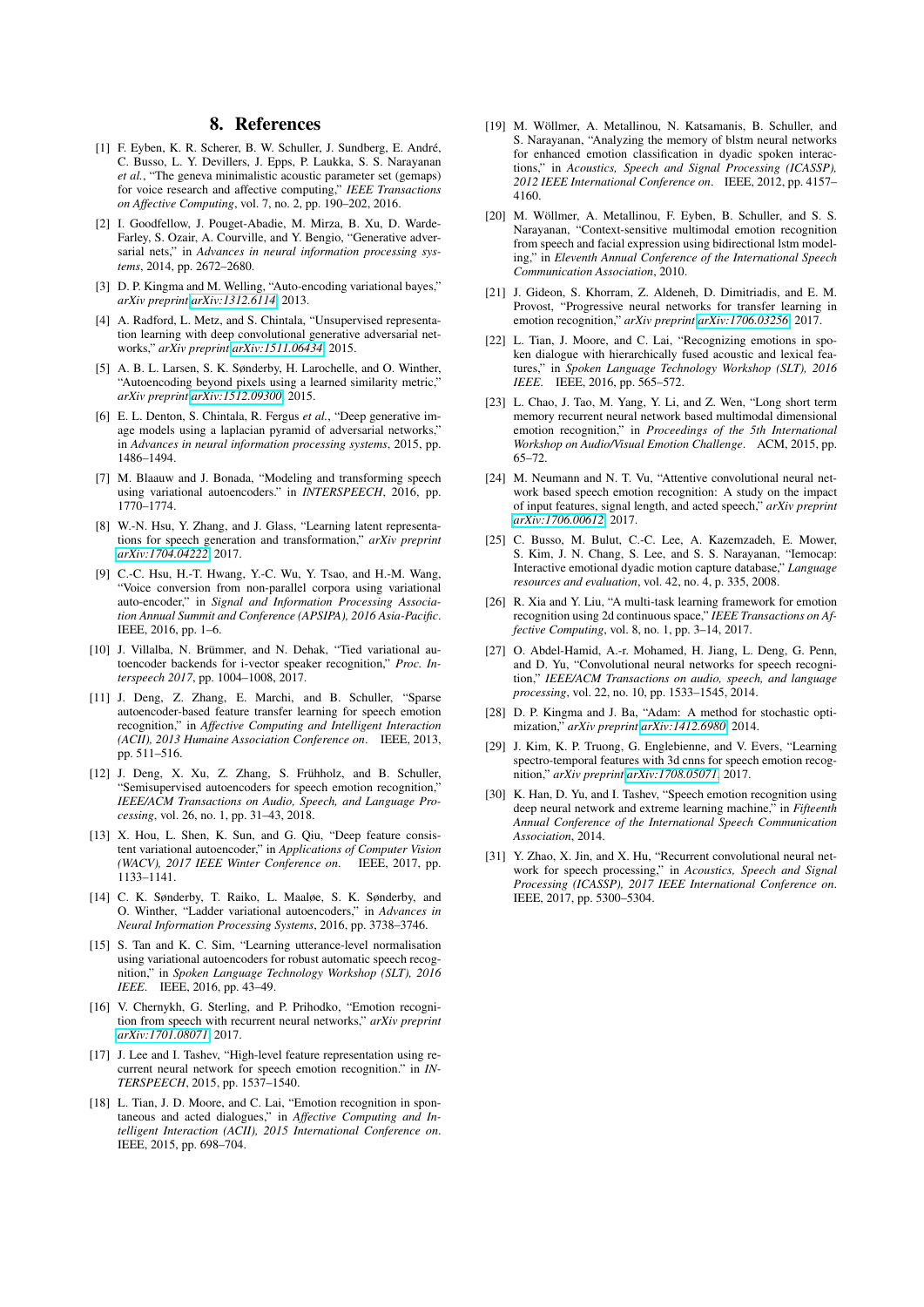## 8. References

[1] F. Eyben, K. R. Scherer, B. W. Schuller, J. Sundberg, E. André, C. Busso, L. Y. Devillers, J. Epps, P. Laukka, S. S. Narayanan *et al.*, "The geneva minimalistic acoustic parameter set (gemaps) for voice research and affective computing," *IEEE Transactions on Affective Computing*, vol. 7, no. 2, pp. 190–202, 2016.

[2] I. Goodfellow, J. Pouget-Abadie, M. Mirza, B. Xu, D. Warde-Farley, S. Ozair, A. Courville, and Y. Bengio, "Generative adversarial nets," in *Advances in neural information processing systems*, 2014, pp. 2672–2680.

[3] D. P. Kingma and M. Welling, "Auto-encoding variational bayes," *arXiv preprint arXiv:1312.6114*, 2013.

[4] A. Radford, L. Metz, and S. Chintala, "Unsupervised representation learning with deep convolutional generative adversarial networks," *arXiv preprint arXiv:1511.06434*, 2015.

[5] A. B. L. Larsen, S. K. Sønderby, H. Larochelle, and O. Winther, "Autoencoding beyond pixels using a learned similarity metric," *arXiv preprint arXiv:1512.09300*, 2015.

[6] E. L. Denton, S. Chintala, R. Fergus *et al.*, "Deep generative image models using a laplacian pyramid of adversarial networks," in *Advances in neural information processing systems*, 2015, pp. 1486–1494.

[7] M. Blaauw and J. Bonada, "Modeling and transforming speech using variational autoencoders." in *INTERSPEECH*, 2016, pp. 1770–1774.

[8] W.-N. Hsu, Y. Zhang, and J. Glass, "Learning latent representations for speech generation and transformation," *arXiv preprint arXiv:1704.04222*, 2017.

[9] C.-C. Hsu, H.-T. Hwang, Y.-C. Wu, Y. Tsao, and H.-M. Wang, "Voice conversion from non-parallel corpora using variational auto-encoder," in *Signal and Information Processing Association Annual Summit and Conference (APSIPA), 2016 Asia-Pacific*. IEEE, 2016, pp. 1–6.

[10] J. Villalba, N. Brümmer, and N. Dehak, "Tied variational autoencoder backends for i-vector speaker recognition," *Proc. Interspeech 2017*, pp. 1004–1008, 2017.

[11] J. Deng, Z. Zhang, E. Marchi, and B. Schuller, "Sparse autoencoder-based feature transfer learning for speech emotion recognition," in *Affective Computing and Intelligent Interaction (ACII), 2013 Humaine Association Conference on*. IEEE, 2013, pp. 511–516.

[12] J. Deng, X. Xu, Z. Zhang, S. Frühholz, and B. Schuller, "Semisupervised autoencoders for speech emotion recognition," *IEEE/ACM Transactions on Audio, Speech, and Language Processing*, vol. 26, no. 1, pp. 31–43, 2018.

[13] X. Hou, L. Shen, K. Sun, and G. Qiu, "Deep feature consistent variational autoencoder," in *Applications of Computer Vision (WACV), 2017 IEEE Winter Conference on*. IEEE, 2017, pp. 1133–1141.

[14] C. K. Sønderby, T. Raiko, L. Maaløe, S. K. Sønderby, and O. Winther, "Ladder variational autoencoders," in *Advances in Neural Information Processing Systems*, 2016, pp. 3738–3746.

[15] S. Tan and K. C. Sim, "Learning utterance-level normalisation using variational autoencoders for robust automatic speech recognition," in *Spoken Language Technology Workshop (SLT), 2016 IEEE*. IEEE, 2016, pp. 43–49.

[16] V. Chernykh, G. Sterling, and P. Prihodko, "Emotion recognition from speech with recurrent neural networks," *arXiv preprint arXiv:1701.08071*, 2017.

[17] J. Lee and I. Tashev, "High-level feature representation using recurrent neural network for speech emotion recognition." in *INTERSPEECH*, 2015, pp. 1537–1540.

[18] L. Tian, J. D. Moore, and C. Lai, "Emotion recognition in spontaneous and acted dialogues," in *Affective Computing and Intelligent Interaction (ACII), 2015 International Conference on*. IEEE, 2015, pp. 698–704.

[19] M. Wöllmer, A. Metallinou, N. Katsamanis, B. Schuller, and S. Narayanan, "Analyzing the memory of blstm neural networks for enhanced emotion classification in dyadic spoken interactions," in *Acoustics, Speech and Signal Processing (ICASSP), 2012 IEEE International Conference on*. IEEE, 2012, pp. 4157–4160.

[20] M. Wöllmer, A. Metallinou, F. Eyben, B. Schuller, and S. S. Narayanan, "Context-sensitive multimodal emotion recognition from speech and facial expression using bidirectional lstm modeling," in *Eleventh Annual Conference of the International Speech Communication Association*, 2010.

[21] J. Gideon, S. Khorram, Z. Aldeneh, D. Dimitriadis, and E. M. Provost, "Progressive neural networks for transfer learning in emotion recognition," *arXiv preprint arXiv:1706.03256*, 2017.

[22] L. Tian, J. Moore, and C. Lai, "Recognizing emotions in spoken dialogue with hierarchically fused acoustic and lexical features," in *Spoken Language Technology Workshop (SLT), 2016 IEEE*. IEEE, 2016, pp. 565–572.

[23] L. Chao, J. Tao, M. Yang, Y. Li, and Z. Wen, "Long short term memory recurrent neural network based multimodal dimensional emotion recognition," in *Proceedings of the 5th International Workshop on Audio/Visual Emotion Challenge*. ACM, 2015, pp. 65–72.

[24] M. Neumann and N. T. Vu, "Attentive convolutional neural network based speech emotion recognition: A study on the impact of input features, signal length, and acted speech," *arXiv preprint arXiv:1706.00612*, 2017.

[25] C. Busso, M. Bulut, C.-C. Lee, A. Kazemzadeh, E. Mower, S. Kim, J. N. Chang, S. Lee, and S. S. Narayanan, "Iemocap: Interactive emotional dyadic motion capture database," *Language resources and evaluation*, vol. 42, no. 4, p. 335, 2008.

[26] R. Xia and Y. Liu, "A multi-task learning framework for emotion recognition using 2d continuous space," *IEEE Transactions on Affective Computing*, vol. 8, no. 1, pp. 3–14, 2017.

[27] O. Abdel-Hamid, A.-r. Mohamed, H. Jiang, L. Deng, G. Penn, and D. Yu, "Convolutional neural networks for speech recognition," *IEEE/ACM Transactions on audio, speech, and language processing*, vol. 22, no. 10, pp. 1533–1545, 2014.

[28] D. P. Kingma and J. Ba, "Adam: A method for stochastic optimization," *arXiv preprint arXiv:1412.6980*, 2014.

[29] J. Kim, K. P. Truong, G. Englebienne, and V. Evers, "Learning spectro-temporal features with 3d cnns for speech emotion recognition," *arXiv preprint arXiv:1708.05071*, 2017.

[30] K. Han, D. Yu, and I. Tashev, "Speech emotion recognition using deep neural network and extreme learning machine," in *Fifteenth Annual Conference of the International Speech Communication Association*, 2014.

[31] Y. Zhao, X. Jin, and X. Hu, "Recurrent convolutional neural network for speech processing," in *Acoustics, Speech and Signal Processing (ICASSP), 2017 IEEE International Conference on*. IEEE, 2017, pp. 5300–5304.